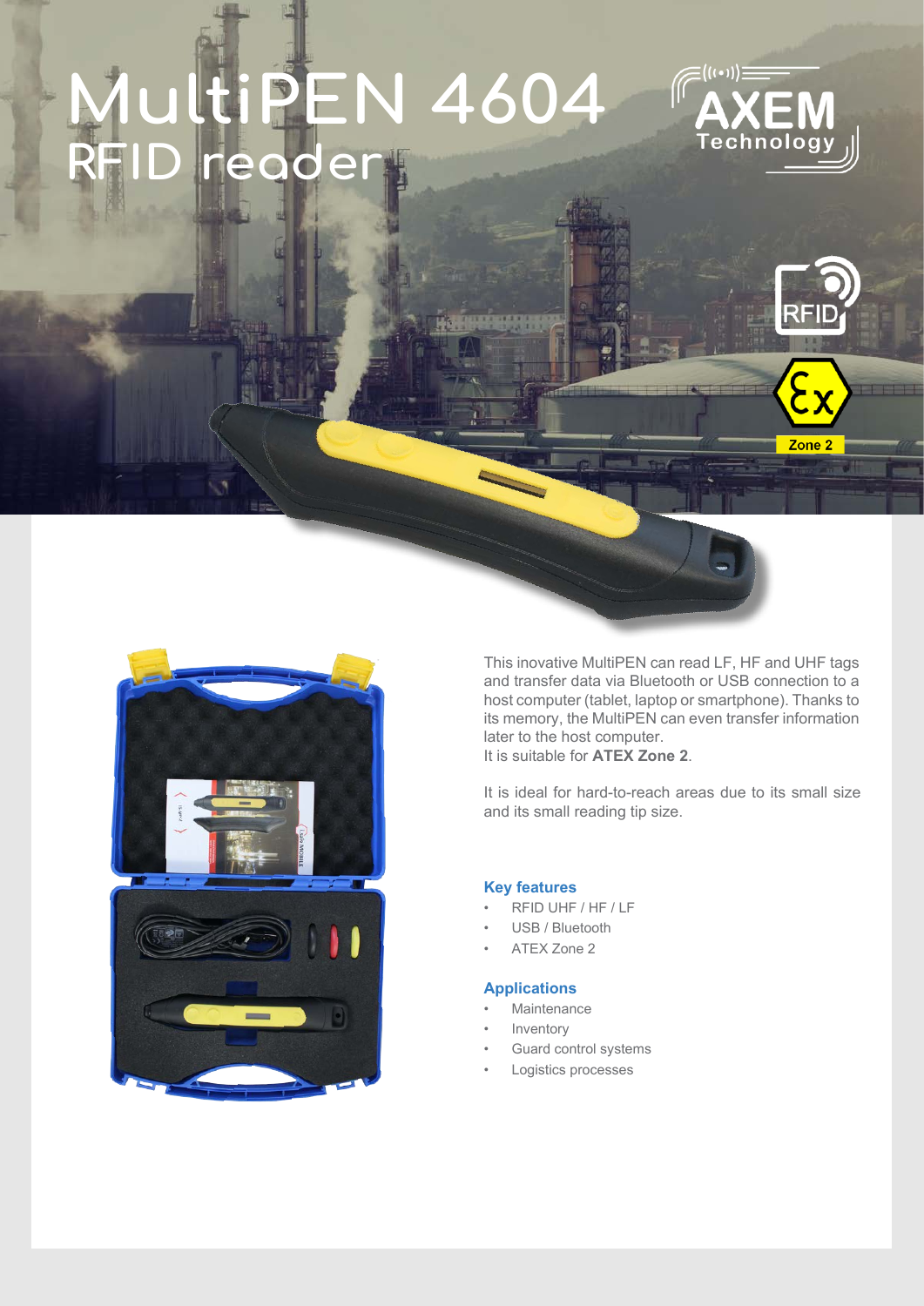# MultiPEN 4604

## RFID reader

This inovative MultiPEN can read LF, HF and UHF tags and transfer data via Bluetooth or USB connection to a host computer (tablet, laptop or smartphone). Thanks to its memory, the MultiPEN can even transfer information later to the host computer.
It is suitable for **ATEX Zone 2**.

It is ideal for hard-to-reach areas due to its small size and its small reading tip size.

### Key features

- RFID UHF / HF / LF
- USB / Bluetooth
- ATEX Zone 2

### Applications

- Maintenance
- Inventory
- Guard control systems
- Logistics processes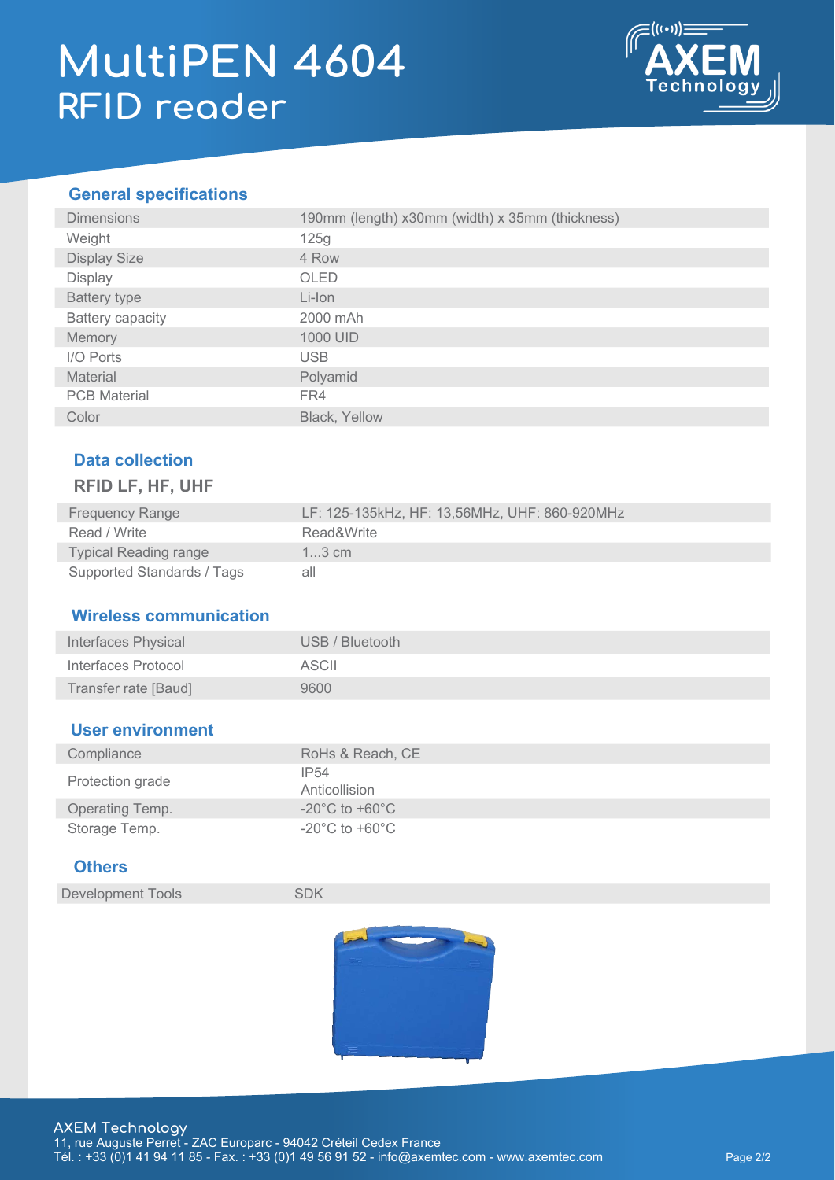# MultiPEN 4604
## RFID reader

### General specifications

| | |
|---|---|
| Dimensions | 190mm (length) x30mm (width) x 35mm (thickness) |
| Weight | 125g |
| Display Size | 4 Row |
| Display | OLED |
| Battery type | Li-Ion |
| Battery capacity | 2000 mAh |
| Memory | 1000 UID |
| I/O Ports | USB |
| Material | Polyamid |
| PCB Material | FR4 |
| Color | Black, Yellow |

### Data collection

**RFID LF, HF, UHF**

| | |
|---|---|
| Frequency Range | LF: 125-135kHz, HF: 13,56MHz, UHF: 860-920MHz |
| Read / Write | Read&Write |
| Typical Reading range | 1...3 cm |
| Supported Standards / Tags | all |

### Wireless communication

| | |
|---|---|
| Interfaces Physical | USB / Bluetooth |
| Interfaces Protocol | ASCII |
| Transfer rate [Baud] | 9600 |

### User environment

| | |
|---|---|
| Compliance | RoHs & Reach, CE |
| Protection grade | IP54<br>Anticollision |
| Operating Temp. | -20°C to +60°C |
| Storage Temp. | -20°C to +60°C |

### Others

| | |
|---|---|
| Development Tools | SDK |

**AXEM Technology**
11, rue Auguste Perret - ZAC Europarc - 94042 Créteil Cedex France
Tél. : +33 (0)1 41 94 11 85 - Fax. : +33 (0)1 49 56 91 52 - info@axemtec.com - www.axemtec.com